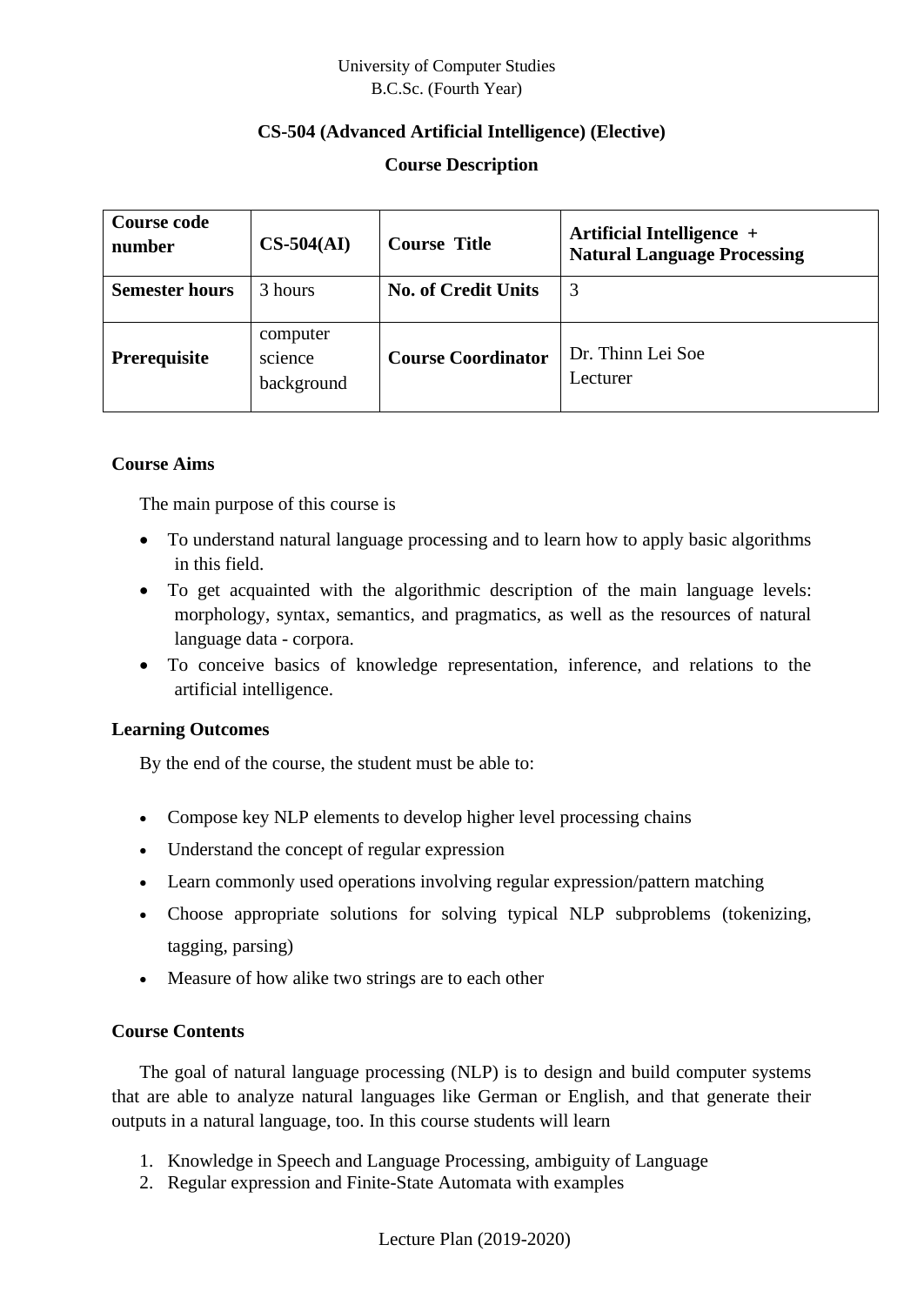University of Computer Studies
B.C.Sc. (Fourth Year)

**CS-504 (Advanced Artificial Intelligence) (Elective)**

**Course Description**

| **Course code number** | **CS-504(AI)** | **Course Title** | **Artificial Intelligence + Natural Language Processing** |
|---|---|---|---|
| **Semester hours** | 3 hours | **No. of Credit Units** | 3 |
| **Prerequisite** | computer science background | **Course Coordinator** | Dr. Thinn Lei Soe<br>Lecturer |

### Course Aims

The main purpose of this course is

- To understand natural language processing and to learn how to apply basic algorithms in this field.
- To get acquainted with the algorithmic description of the main language levels: morphology, syntax, semantics, and pragmatics, as well as the resources of natural language data - corpora.
- To conceive basics of knowledge representation, inference, and relations to the artificial intelligence.

### Learning Outcomes

By the end of the course, the student must be able to:

- Compose key NLP elements to develop higher level processing chains
- Understand the concept of regular expression
- Learn commonly used operations involving regular expression/pattern matching
- Choose appropriate solutions for solving typical NLP subproblems (tokenizing, tagging, parsing)
- Measure of how alike two strings are to each other

### Course Contents

The goal of natural language processing (NLP) is to design and build computer systems that are able to analyze natural languages like German or English, and that generate their outputs in a natural language, too. In this course students will learn

1. Knowledge in Speech and Language Processing, ambiguity of Language
2. Regular expression and Finite-State Automata with examples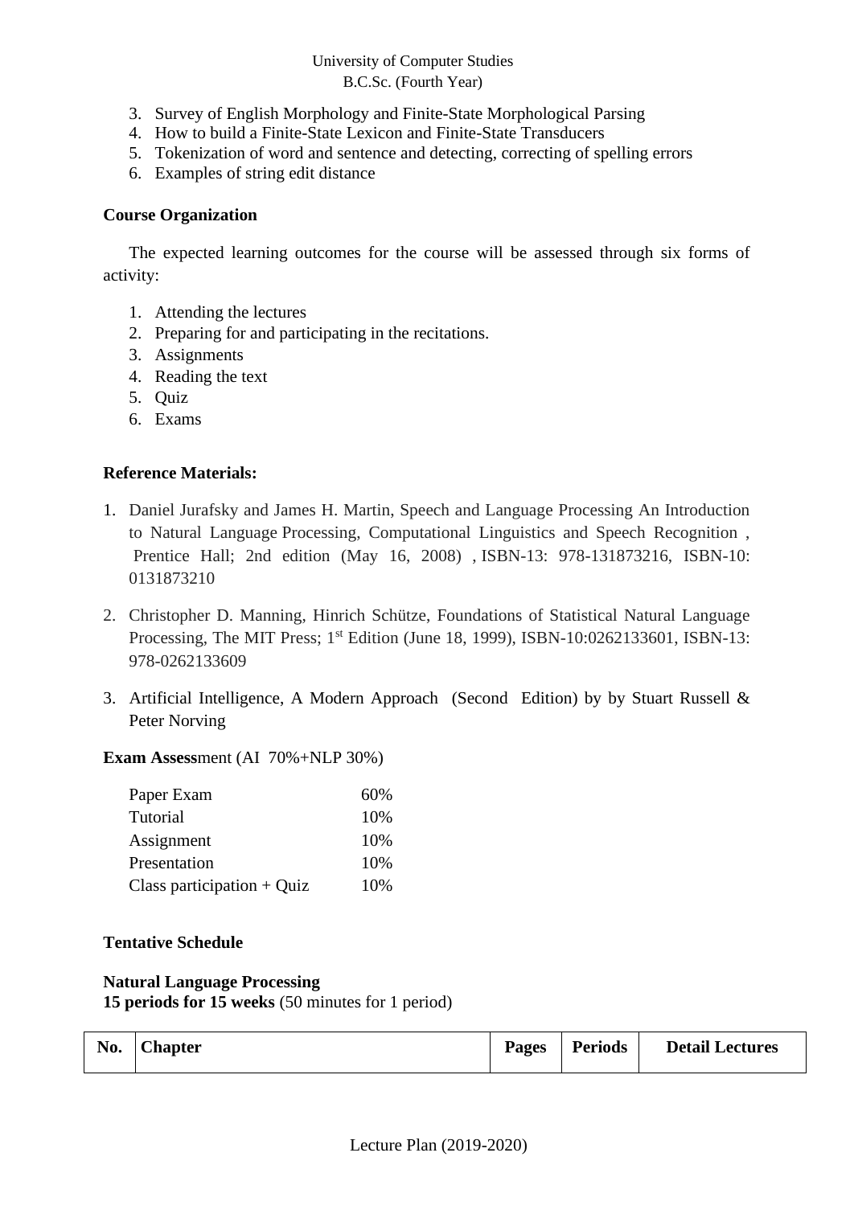3. Survey of English Morphology and Finite-State Morphological Parsing
4. How to build a Finite-State Lexicon and Finite-State Transducers
5. Tokenization of word and sentence and detecting, correcting of spelling errors
6. Examples of string edit distance

**Course Organization**

The expected learning outcomes for the course will be assessed through six forms of activity:

1. Attending the lectures
2. Preparing for and participating in the recitations.
3. Assignments
4. Reading the text
5. Quiz
6. Exams

**Reference Materials:**

1. Daniel Jurafsky and James H. Martin, Speech and Language Processing An Introduction to Natural Language Processing, Computational Linguistics and Speech Recognition , Prentice Hall; 2nd edition (May 16, 2008) , ISBN-13: 978-131873216, ISBN-10: 0131873210

2. Christopher D. Manning, Hinrich Schütze, Foundations of Statistical Natural Language Processing, The MIT Press; 1st Edition (June 18, 1999), ISBN-10:0262133601, ISBN-13: 978-0262133609

3. Artificial Intelligence, A Modern Approach (Second Edition) by by Stuart Russell & Peter Norving

**Exam Assess**ment (AI 70%+NLP 30%)

| | |
|---|---|
| Paper Exam | 60% |
| Tutorial | 10% |
| Assignment | 10% |
| Presentation | 10% |
| Class participation + Quiz | 10% |

**Tentative Schedule**

**Natural Language Processing**
**15 periods for 15 weeks** (50 minutes for 1 period)

| No. | Chapter | Pages | Periods | Detail Lectures |
|---|---|---|---|---|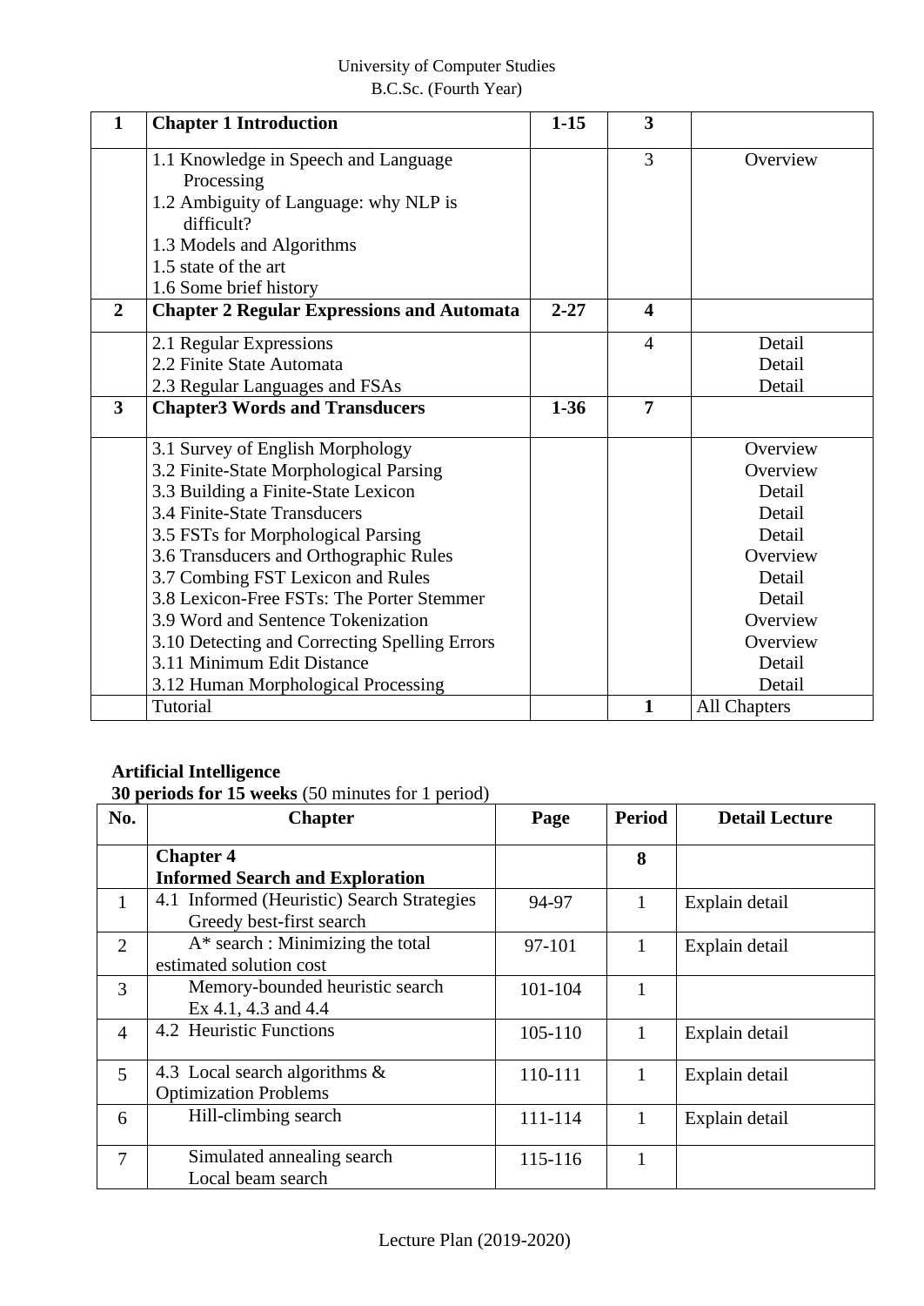University of Computer Studies
B.C.Sc. (Fourth Year)

| 1 | **Chapter 1 Introduction** | **1-15** | **3** | |
|---|---|---|---|---|
| | 1.1 Knowledge in Speech and Language Processing<br>1.2 Ambiguity of Language: why NLP is difficult?<br>1.3 Models and Algorithms<br>1.5 state of the art<br>1.6 Some brief history | | 3 | Overview |
| **2** | **Chapter 2 Regular Expressions and Automata** | **2-27** | **4** | |
| | 2.1 Regular Expressions<br>2.2 Finite State Automata<br>2.3 Regular Languages and FSAs | | 4 | Detail<br>Detail<br>Detail |
| **3** | **Chapter3 Words and Transducers** | **1-36** | **7** | |
| | 3.1 Survey of English Morphology<br>3.2 Finite-State Morphological Parsing<br>3.3 Building a Finite-State Lexicon<br>3.4 Finite-State Transducers<br>3.5 FSTs for Morphological Parsing<br>3.6 Transducers and Orthographic Rules<br>3.7 Combing FST Lexicon and Rules<br>3.8 Lexicon-Free FSTs: The Porter Stemmer<br>3.9 Word and Sentence Tokenization<br>3.10 Detecting and Correcting Spelling Errors<br>3.11 Minimum Edit Distance<br>3.12 Human Morphological Processing | | | Overview<br>Overview<br>Detail<br>Detail<br>Detail<br>Overview<br>Detail<br>Detail<br>Overview<br>Overview<br>Detail<br>Detail |
| | Tutorial | | **1** | All Chapters |

**Artificial Intelligence**

**30 periods for 15 weeks** (50 minutes for 1 period)

| No. | Chapter | Page | Period | Detail Lecture |
|---|---|---|---|---|
| | **Chapter 4**<br>**Informed Search and Exploration** | | **8** | |
| 1 | 4.1 Informed (Heuristic) Search Strategies<br>Greedy best-first search | 94-97 | 1 | Explain detail |
| 2 | A* search : Minimizing the total estimated solution cost | 97-101 | 1 | Explain detail |
| 3 | Memory-bounded heuristic search<br>Ex 4.1, 4.3 and 4.4 | 101-104 | 1 | |
| 4 | 4.2 Heuristic Functions | 105-110 | 1 | Explain detail |
| 5 | 4.3 Local search algorithms & Optimization Problems | 110-111 | 1 | Explain detail |
| 6 | Hill-climbing search | 111-114 | 1 | Explain detail |
| 7 | Simulated annealing search<br>Local beam search | 115-116 | 1 | |

Lecture Plan (2019-2020)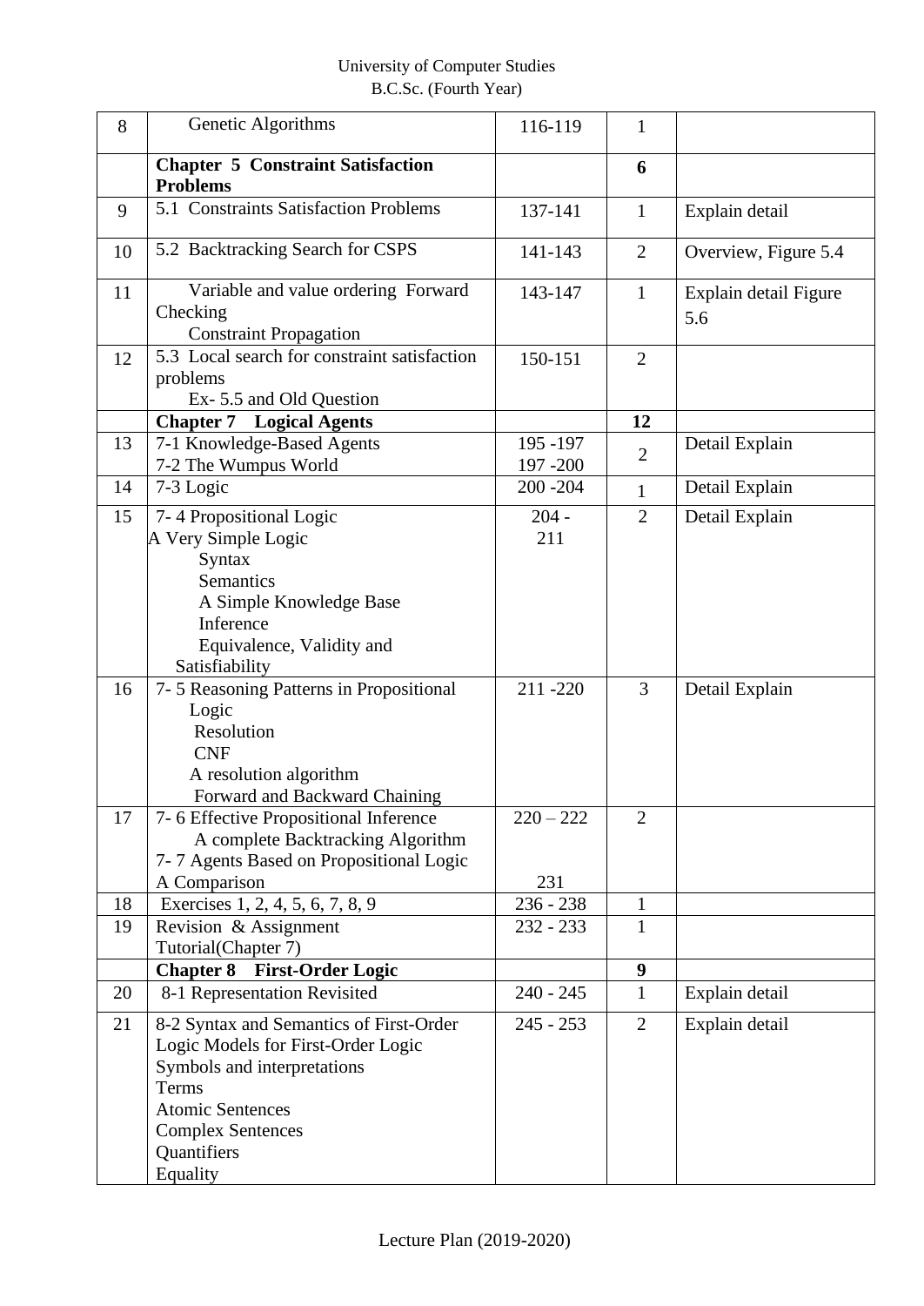| 8 | Genetic Algorithms | 116-119 | 1 | |
|---|---|---|---|---|
| | **Chapter 5 Constraint Satisfaction Problems** | | **6** | |
| 9 | 5.1 Constraints Satisfaction Problems | 137-141 | 1 | Explain detail |
| 10 | 5.2 Backtracking Search for CSPS | 141-143 | 2 | Overview, Figure 5.4 |
| 11 | Variable and value ordering Forward Checking<br>Constraint Propagation | 143-147 | 1 | Explain detail Figure 5.6 |
| 12 | 5.3 Local search for constraint satisfaction problems<br>Ex- 5.5 and Old Question | 150-151 | 2 | |
| | **Chapter 7 Logical Agents** | | **12** | |
| 13 | 7-1 Knowledge-Based Agents<br>7-2 The Wumpus World | 195 -197<br>197 -200 | 2 | Detail Explain |
| 14 | 7-3 Logic | 200 -204 | 1 | Detail Explain |
| 15 | 7- 4 Propositional Logic<br>A Very Simple Logic<br>Syntax<br>Semantics<br>A Simple Knowledge Base<br>Inference<br>Equivalence, Validity and Satisfiability | 204 - 211 | 2 | Detail Explain |
| 16 | 7- 5 Reasoning Patterns in Propositional Logic<br>Resolution<br>CNF<br>A resolution algorithm<br>Forward and Backward Chaining | 211 -220 | 3 | Detail Explain |
| 17 | 7- 6 Effective Propositional Inference<br>A complete Backtracking Algorithm<br>7- 7 Agents Based on Propositional Logic<br>A Comparison | 220 – 222<br><br><br>231 | 2 | |
| 18 | Exercises 1, 2, 4, 5, 6, 7, 8, 9 | 236 - 238 | 1 | |
| 19 | Revision & Assignment<br>Tutorial(Chapter 7) | 232 - 233 | 1 | |
| | **Chapter 8 First-Order Logic** | | **9** | |
| 20 | 8-1 Representation Revisited | 240 - 245 | 1 | Explain detail |
| 21 | 8-2 Syntax and Semantics of First-Order Logic Models for First-Order Logic<br>Symbols and interpretations<br>Terms<br>Atomic Sentences<br>Complex Sentences<br>Quantifiers<br>Equality | 245 - 253 | 2 | Explain detail |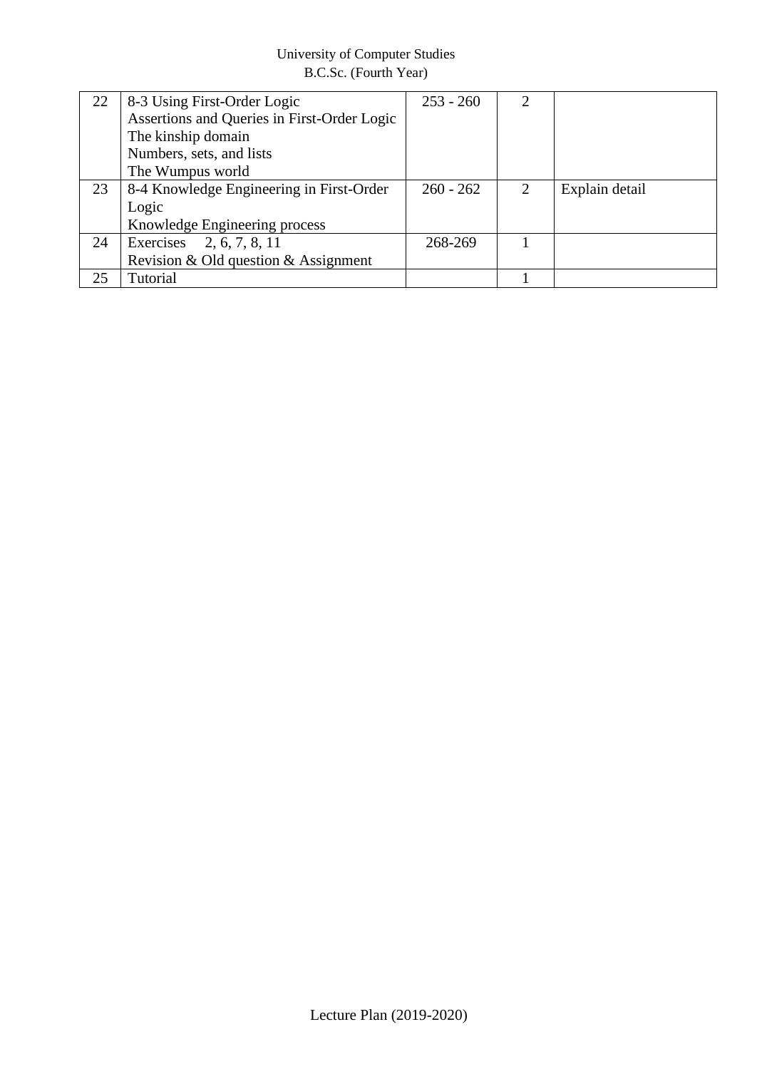| | | | | |
|---|---|---|---|---|
| 22 | 8-3 Using First-Order Logic<br>Assertions and Queries in First-Order Logic<br>The kinship domain<br>Numbers, sets, and lists<br>The Wumpus world | 253 - 260 | 2 | |
| 23 | 8-4 Knowledge Engineering in First-Order Logic<br>Knowledge Engineering process | 260 - 262 | 2 | Explain detail |
| 24 | Exercises 2, 6, 7, 8, 11<br>Revision & Old question & Assignment | 268-269 | 1 | |
| 25 | Tutorial | | 1 | |